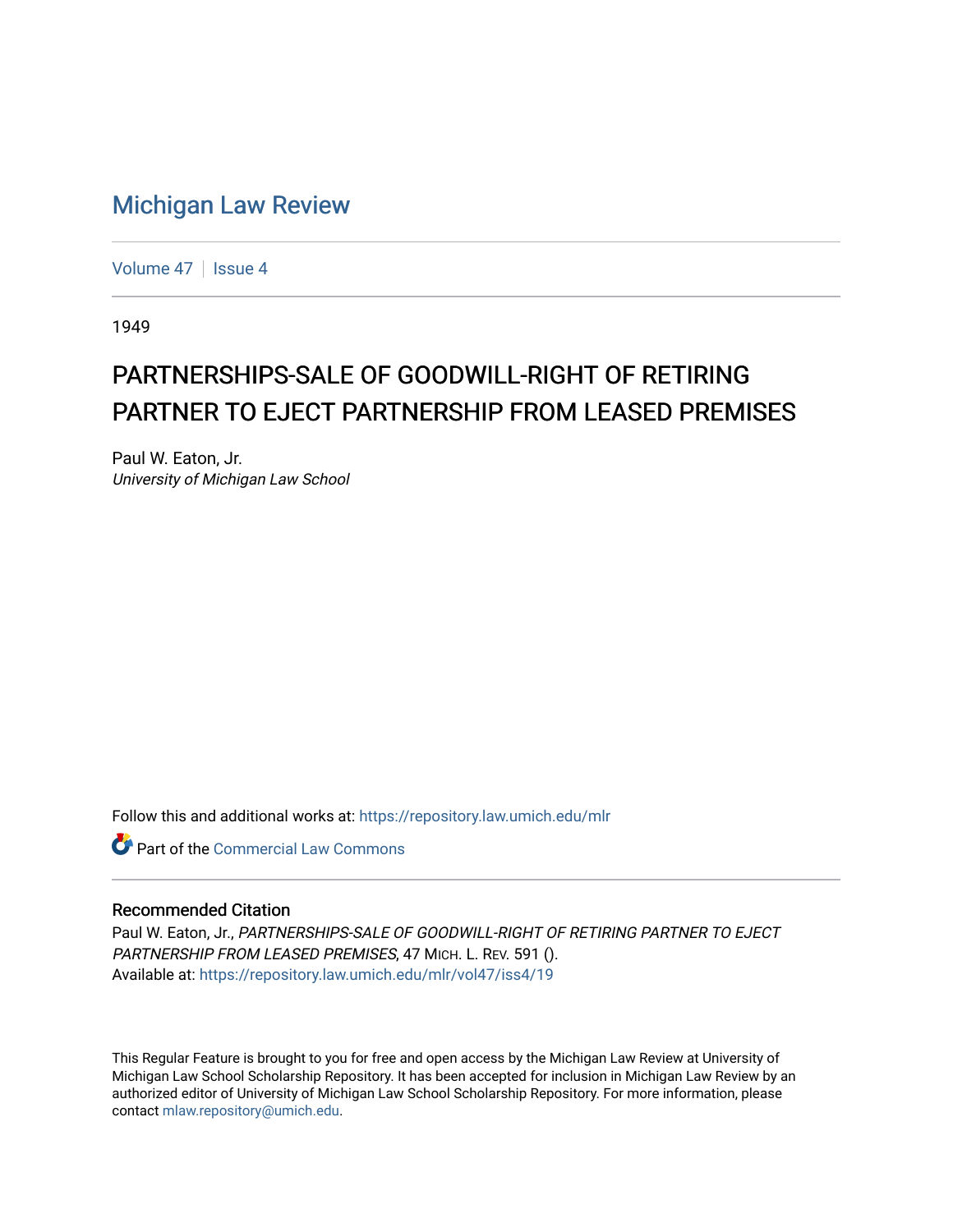# Michigan Law Review

Volume 47 | Issue 4

1949

## PARTNERSHIPS-SALE OF GOODWILL-RIGHT OF RETIRING PARTNER TO EJECT PARTNERSHIP FROM LEASED PREMISES

Paul W. Eaton, Jr.
*University of Michigan Law School*

Follow this and additional works at: https://repository.law.umich.edu/mlr

Part of the Commercial Law Commons

### Recommended Citation

Paul W. Eaton, Jr., *PARTNERSHIPS-SALE OF GOODWILL-RIGHT OF RETIRING PARTNER TO EJECT PARTNERSHIP FROM LEASED PREMISES*, 47 MICH. L. REV. 591 ().
Available at: https://repository.law.umich.edu/mlr/vol47/iss4/19

This Regular Feature is brought to you for free and open access by the Michigan Law Review at University of Michigan Law School Scholarship Repository. It has been accepted for inclusion in Michigan Law Review by an authorized editor of University of Michigan Law School Scholarship Repository. For more information, please contact mlaw.repository@umich.edu.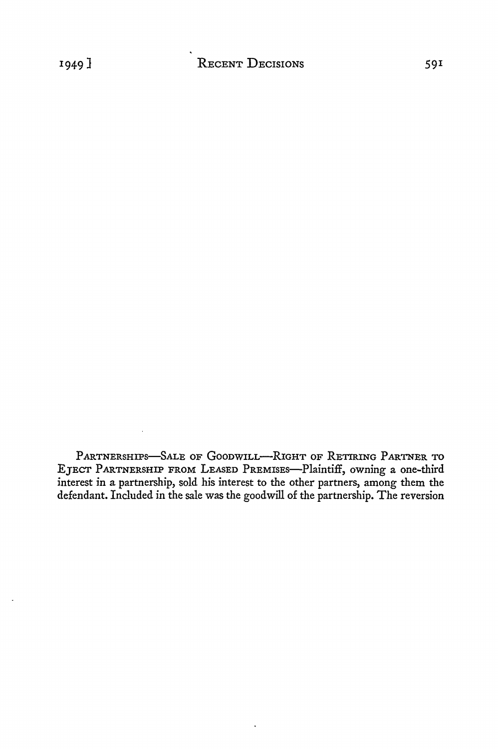PARTNERSHIPS—SALE OF GOODWILL—RIGHT OF RETIRING PARTNER TO EJECT PARTNERSHIP FROM LEASED PREMISES—Plaintiff, owning a one-third interest in a partnership, sold his interest to the other partners, among them the defendant. Included in the sale was the goodwill of the partnership. The reversion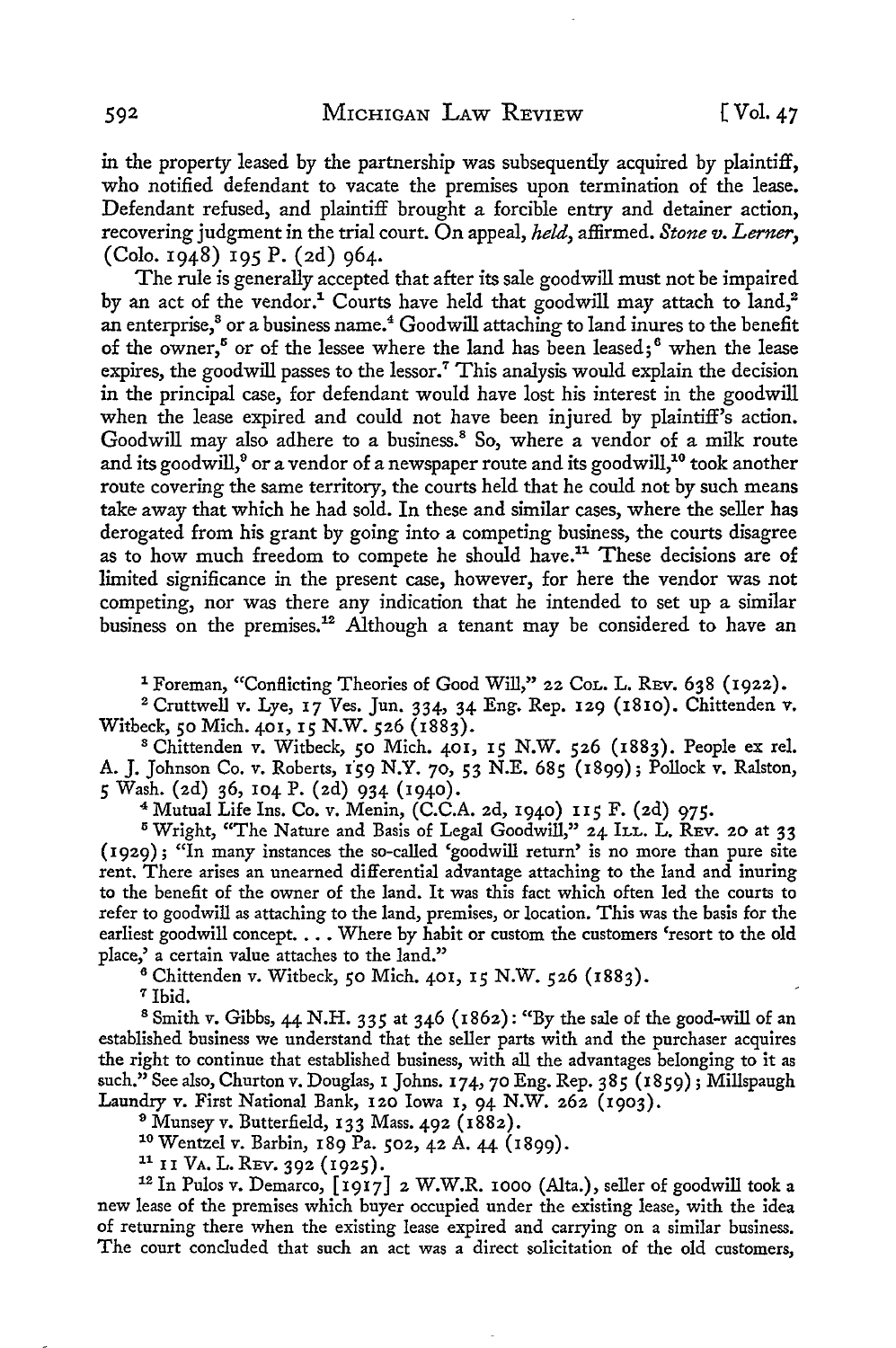in the property leased by the partnership was subsequently acquired by plaintiff, who notified defendant to vacate the premises upon termination of the lease. Defendant refused, and plaintiff brought a forcible entry and detainer action, recovering judgment in the trial court. On appeal, *held*, affirmed. *Stone v. Lerner*, (Colo. 1948) 195 P. (2d) 964.

The rule is generally accepted that after its sale goodwill must not be impaired by an act of the vendor.[1] Courts have held that goodwill may attach to land,[2] an enterprise,[3] or a business name.[4] Goodwill attaching to land inures to the benefit of the owner,[5] or of the lessee where the land has been leased;[6] when the lease expires, the goodwill passes to the lessor.[7] This analysis would explain the decision in the principal case, for defendant would have lost his interest in the goodwill when the lease expired and could not have been injured by plaintiff's action. Goodwill may also adhere to a business.[8] So, where a vendor of a milk route and its goodwill,[9] or a vendor of a newspaper route and its goodwill,[10] took another route covering the same territory, the courts held that he could not by such means take away that which he had sold. In these and similar cases, where the seller has derogated from his grant by going into a competing business, the courts disagree as to how much freedom to compete he should have.[11] These decisions are of limited significance in the present case, however, for here the vendor was not competing, nor was there any indication that he intended to set up a similar business on the premises.[12] Although a tenant may be considered to have an

---

[1] Foreman, "Conflicting Theories of Good Will," 22 Col. L. Rev. 638 (1922).

[2] Cruttwell v. Lye, 17 Ves. Jun. 334, 34 Eng. Rep. 129 (1810). Chittenden v. Witbeck, 50 Mich. 401, 15 N.W. 526 (1883).

[3] Chittenden v. Witbeck, 50 Mich. 401, 15 N.W. 526 (1883). People ex rel. A. J. Johnson Co. v. Roberts, 159 N.Y. 70, 53 N.E. 685 (1899); Pollock v. Ralston, 5 Wash. (2d) 36, 104 P. (2d) 934 (1940).

[4] Mutual Life Ins. Co. v. Menin, (C.C.A. 2d, 1940) 115 F. (2d) 975.

[5] Wright, "The Nature and Basis of Legal Goodwill," 24 Ill. L. Rev. 20 at 33 (1929); "In many instances the so-called 'goodwill return' is no more than pure site rent. There arises an unearned differential advantage attaching to the land and inuring to the benefit of the owner of the land. It was this fact which often led the courts to refer to goodwill as attaching to the land, premises, or location. This was the basis for the earliest goodwill concept. . . . Where by habit or custom the customers 'resort to the old place,' a certain value attaches to the land."

[6] Chittenden v. Witbeck, 50 Mich. 401, 15 N.W. 526 (1883).

[7] Ibid.

[8] Smith v. Gibbs, 44 N.H. 335 at 346 (1862): "By the sale of the good-will of an established business we understand that the seller parts with and the purchaser acquires the right to continue that established business, with all the advantages belonging to it as such." See also, Churton v. Douglas, 1 Johns. 174, 70 Eng. Rep. 385 (1859); Millspaugh Laundry v. First National Bank, 120 Iowa 1, 94 N.W. 262 (1903).

[9] Munsey v. Butterfield, 133 Mass. 492 (1882).

[10] Wentzel v. Barbin, 189 Pa. 502, 42 A. 44 (1899).

[11] 11 Va. L. Rev. 392 (1925).

[12] In Pulos v. Demarco, [1917] 2 W.W.R. 1000 (Alta.), seller of goodwill took a new lease of the premises which buyer occupied under the existing lease, with the idea of returning there when the existing lease expired and carrying on a similar business. The court concluded that such an act was a direct solicitation of the old customers,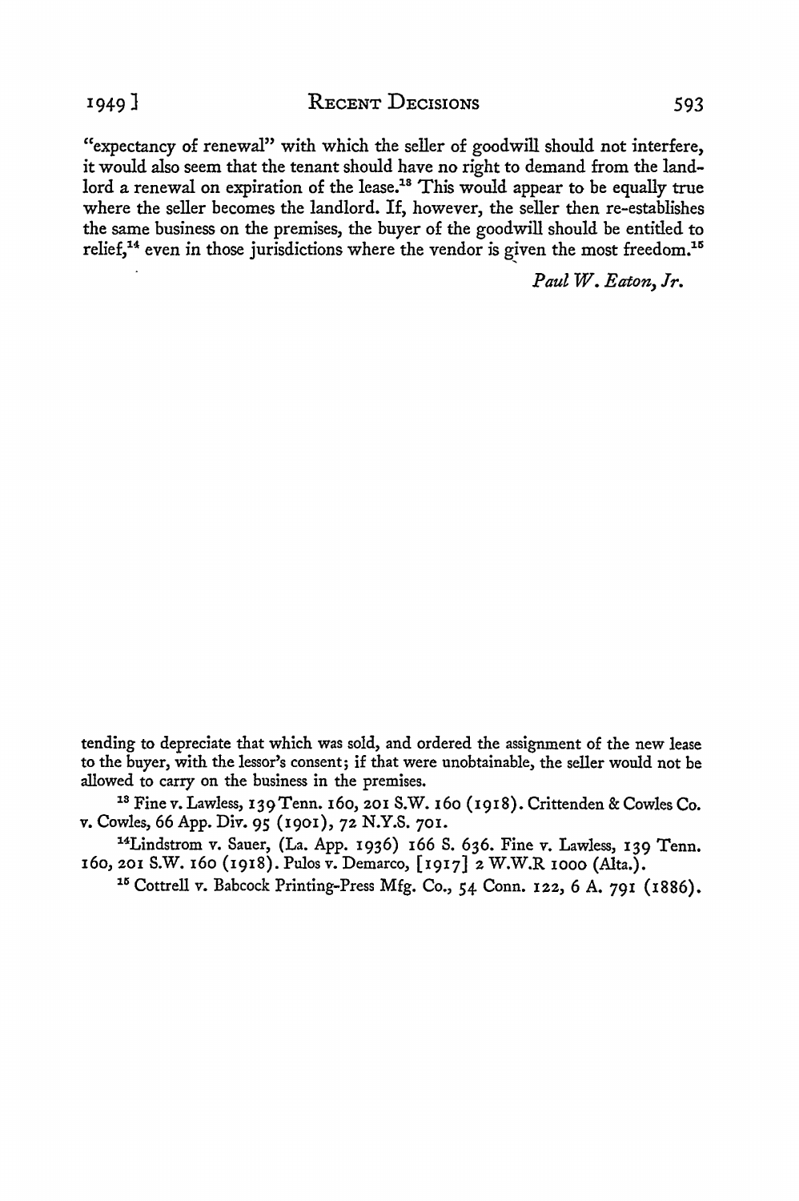"expectancy of renewal" with which the seller of goodwill should not interfere, it would also seem that the tenant should have no right to demand from the landlord a renewal on expiration of the lease.[13] This would appear to be equally true where the seller becomes the landlord. If, however, the seller then re-establishes the same business on the premises, the buyer of the goodwill should be entitled to relief,[14] even in those jurisdictions where the vendor is given the most freedom.[15]

*Paul W. Eaton, Jr.*

tending to depreciate that which was sold, and ordered the assignment of the new lease to the buyer, with the lessor's consent; if that were unobtainable, the seller would not be allowed to carry on the business in the premises.

[13] Fine v. Lawless, 139 Tenn. 160, 201 S.W. 160 (1918). Crittenden & Cowles Co. v. Cowles, 66 App. Div. 95 (1901), 72 N.Y.S. 701.

[14] Lindstrom v. Sauer, (La. App. 1936) 166 S. 636. Fine v. Lawless, 139 Tenn. 160, 201 S.W. 160 (1918). Pulos v. Demarco, [1917] 2 W.W.R 1000 (Alta.).

[15] Cottrell v. Babcock Printing-Press Mfg. Co., 54 Conn. 122, 6 A. 791 (1886).